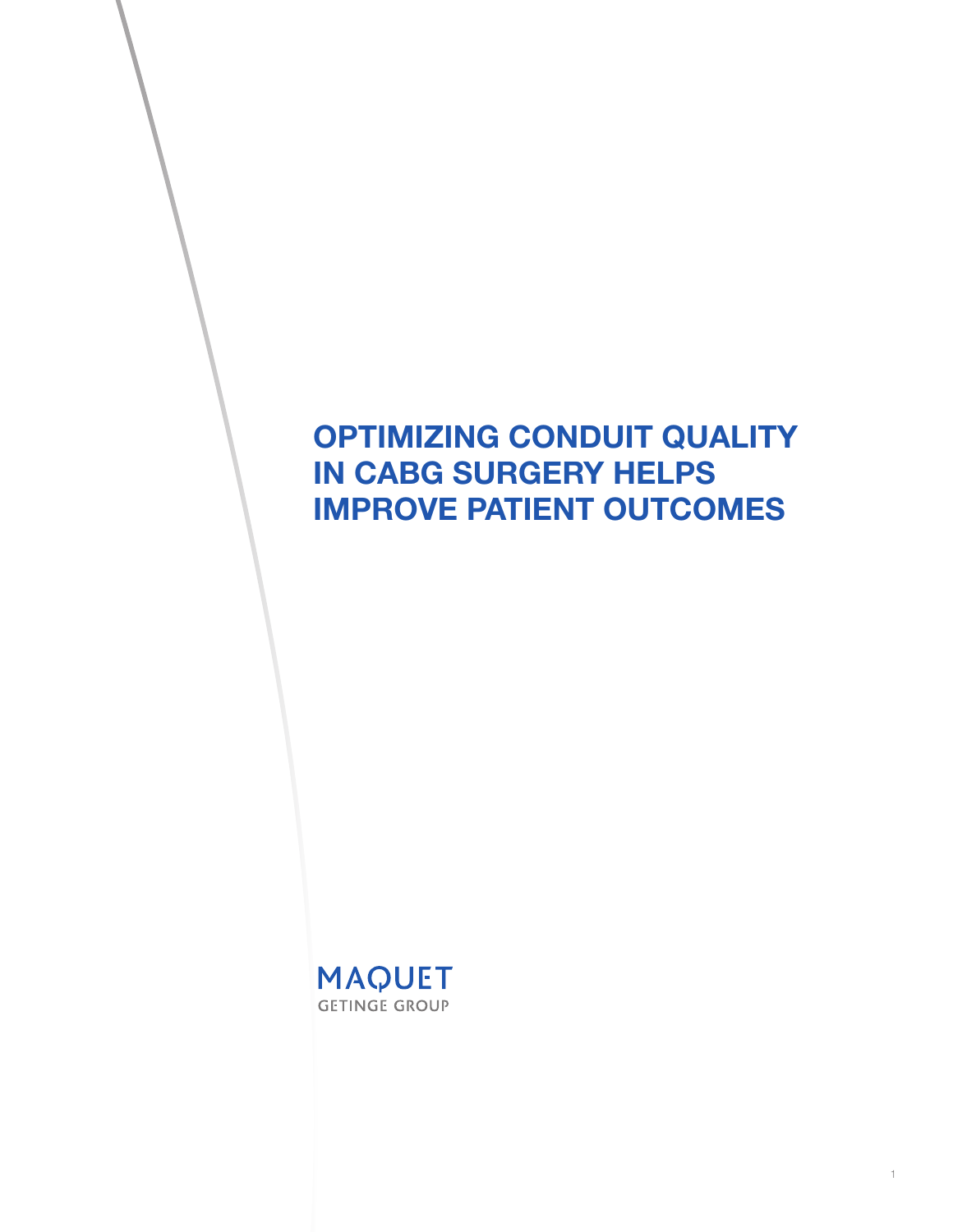# OPTIMIZING CONDUIT QUALITY IN CABG SURGERY HELPS IMPROVE PATIENT OUTCOMES

MAQUET
GETINGE GROUP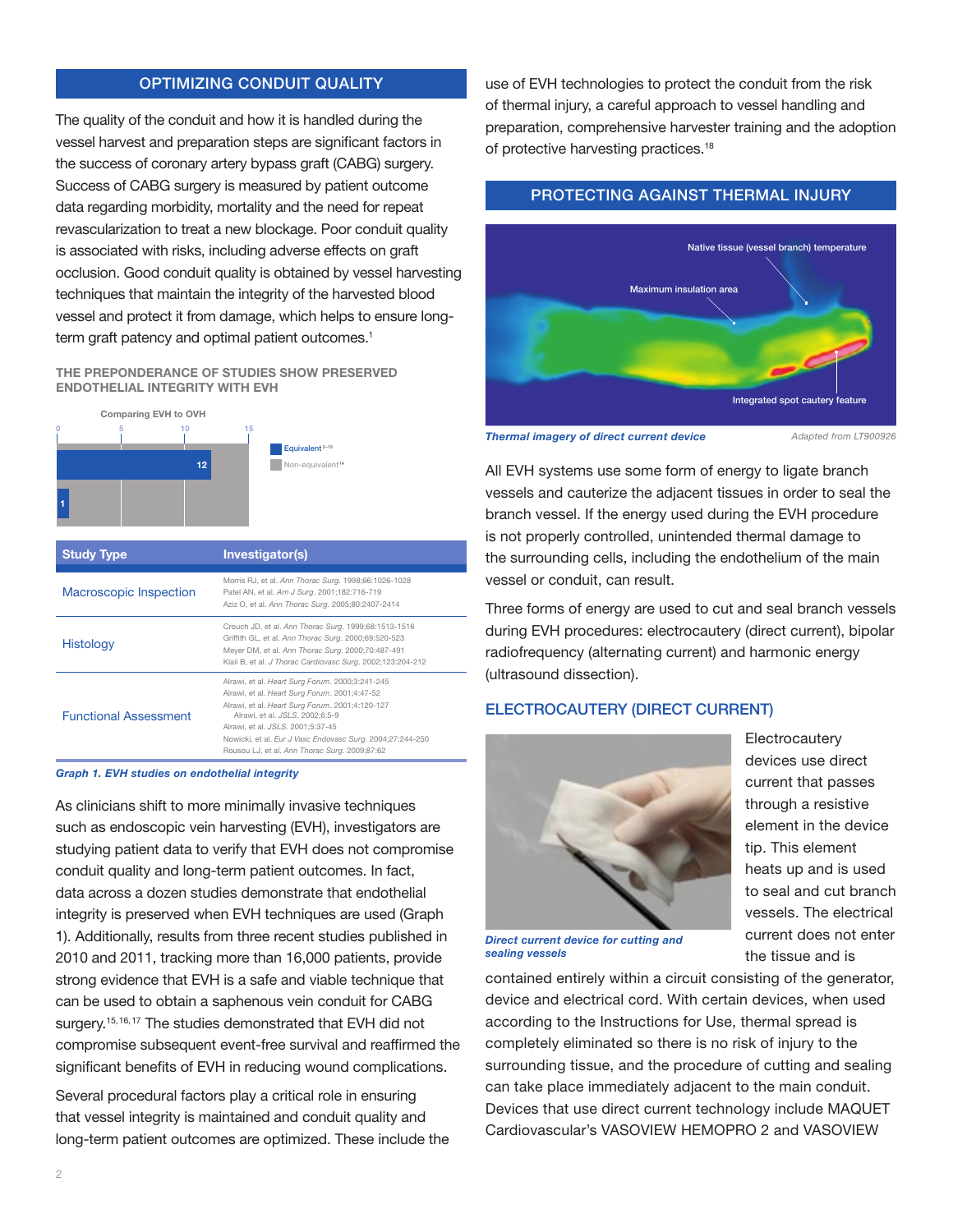## OPTIMIZING CONDUIT QUALITY

The quality of the conduit and how it is handled during the vessel harvest and preparation steps are significant factors in the success of coronary artery bypass graft (CABG) surgery. Success of CABG surgery is measured by patient outcome data regarding morbidity, mortality and the need for repeat revascularization to treat a new blockage. Poor conduit quality is associated with risks, including adverse effects on graft occlusion. Good conduit quality is obtained by vessel harvesting techniques that maintain the integrity of the harvested blood vessel and protect it from damage, which helps to ensure long-term graft patency and optimal patient outcomes.[1]

### THE PREPONDERANCE OF STUDIES SHOW PRESERVED ENDOTHELIAL INTEGRITY WITH EVH

Comparing EVH to OVH

| | Number of studies |
|---|---|
| Equivalent[2–13] | 12 |
| Non-equivalent[14] | 1 |

| Study Type | Investigator(s) |
|---|---|
| Macroscopic Inspection | Morris RJ, et al. *Ann Thorac Surg.* 1998;66:1026-1028<br>Patel AN, et al. *Am J Surg.* 2001;182:716-719<br>Aziz O, et al. *Ann Thorac Surg.* 2005;80:2407-2414 |
| Histology | Crouch JD, et al. *Ann Thorac Surg.* 1999;68:1513-1516<br>Griffith GL, et al. *Ann Thorac Surg.* 2000;69:520-523<br>Meyer DM, et al. *Ann Thorac Surg.* 2000;70:487-491<br>Kiaii B, et al. *J Thorac Cardiovasc Surg.* 2002;123:204-212 |
| Functional Assessment | Alrawi, et al. *Heart Surg Forum.* 2000;3:241-245<br>Alrawi, et al. *Heart Surg Forum.* 2001;4:47-52<br>Alrawi, et al. *Heart Surg Forum.* 2001;4:120-127<br>Alrawi, et al. *JSLS.* 2002;6:5-9<br>Alrawi, et al. *JSLS.* 2001;5:37-45<br>Nowicki, et al. *Eur J Vasc Endovasc Surg.* 2004;27:244-250<br>Rousou LJ, et al. *Ann Thorac Surg.* 2009;87:62 |

*Graph 1. EVH studies on endothelial integrity*

As clinicians shift to more minimally invasive techniques such as endoscopic vein harvesting (EVH), investigators are studying patient data to verify that EVH does not compromise conduit quality and long-term patient outcomes. In fact, data across a dozen studies demonstrate that endothelial integrity is preserved when EVH techniques are used (Graph 1). Additionally, results from three recent studies published in 2010 and 2011, tracking more than 16,000 patients, provide strong evidence that EVH is a safe and viable technique that can be used to obtain a saphenous vein conduit for CABG surgery.[15,16,17] The studies demonstrated that EVH did not compromise subsequent event-free survival and reaffirmed the significant benefits of EVH in reducing wound complications.

Several procedural factors play a critical role in ensuring that vessel integrity is maintained and conduit quality and long-term patient outcomes are optimized. These include the use of EVH technologies to protect the conduit from the risk of thermal injury, a careful approach to vessel handling and preparation, comprehensive harvester training and the adoption of protective harvesting practices.[18]

## PROTECTING AGAINST THERMAL INJURY

Native tissue (vessel branch) temperature

Maximum insulation area

Integrated spot cautery feature

*Thermal imagery of direct current device* — Adapted from LT900926

All EVH systems use some form of energy to ligate branch vessels and cauterize the adjacent tissues in order to seal the branch vessel. If the energy used during the EVH procedure is not properly controlled, unintended thermal damage to the surrounding cells, including the endothelium of the main vessel or conduit, can result.

Three forms of energy are used to cut and seal branch vessels during EVH procedures: electrocautery (direct current), bipolar radiofrequency (alternating current) and harmonic energy (ultrasound dissection).

### ELECTROCAUTERY (DIRECT CURRENT)

*Direct current device for cutting and sealing vessels*

Electrocautery devices use direct current that passes through a resistive element in the device tip. This element heats up and is used to seal and cut branch vessels. The electrical current does not enter the tissue and is contained entirely within a circuit consisting of the generator, device and electrical cord. With certain devices, when used according to the Instructions for Use, thermal spread is completely eliminated so there is no risk of injury to the surrounding tissue, and the procedure of cutting and sealing can take place immediately adjacent to the main conduit. Devices that use direct current technology include MAQUET Cardiovascular's VASOVIEW HEMOPRO 2 and VASOVIEW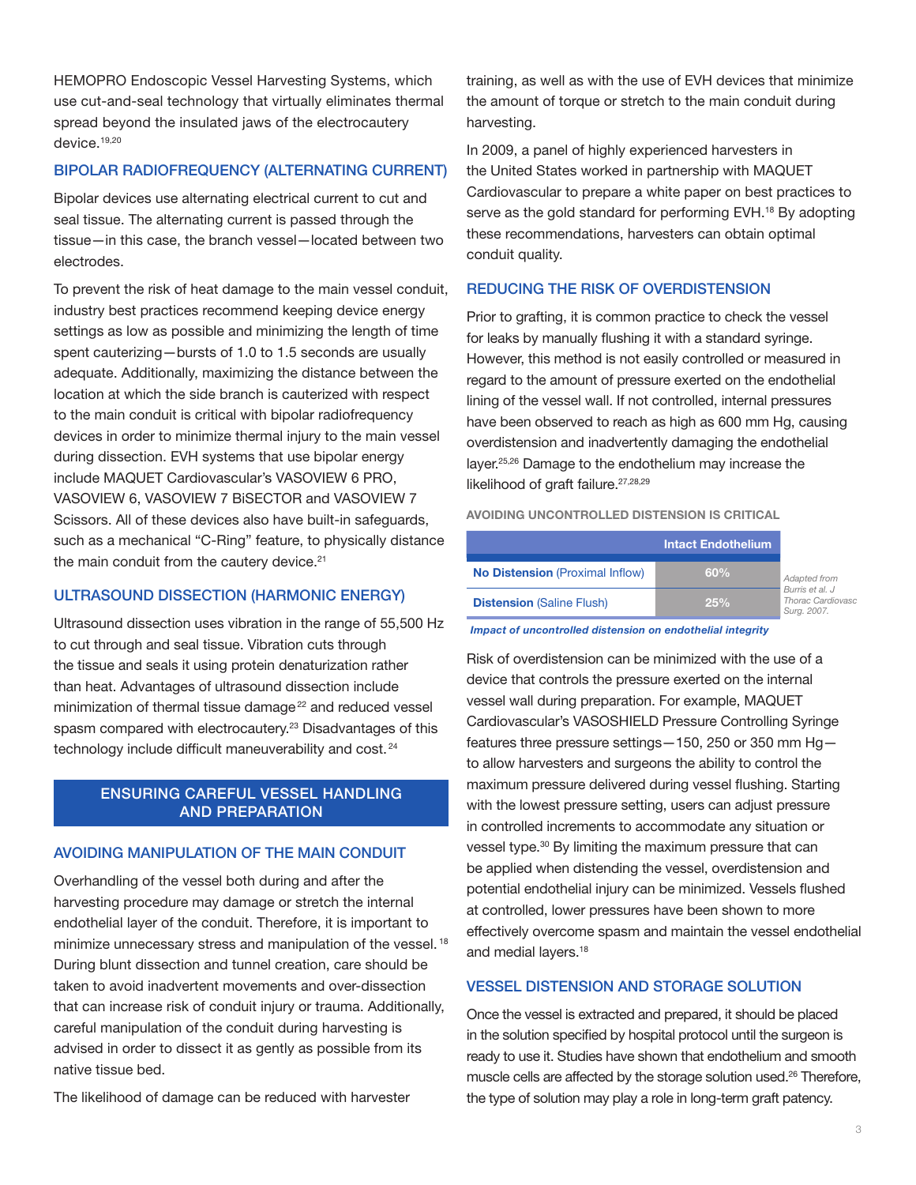HEMOPRO Endoscopic Vessel Harvesting Systems, which use cut-and-seal technology that virtually eliminates thermal spread beyond the insulated jaws of the electrocautery device.[19,20]

### BIPOLAR RADIOFREQUENCY (ALTERNATING CURRENT)

Bipolar devices use alternating electrical current to cut and seal tissue. The alternating current is passed through the tissue—in this case, the branch vessel—located between two electrodes.

To prevent the risk of heat damage to the main vessel conduit, industry best practices recommend keeping device energy settings as low as possible and minimizing the length of time spent cauterizing—bursts of 1.0 to 1.5 seconds are usually adequate. Additionally, maximizing the distance between the location at which the side branch is cauterized with respect to the main conduit is critical with bipolar radiofrequency devices in order to minimize thermal injury to the main vessel during dissection. EVH systems that use bipolar energy include MAQUET Cardiovascular's VASOVIEW 6 PRO, VASOVIEW 6, VASOVIEW 7 BiSECTOR and VASOVIEW 7 Scissors. All of these devices also have built-in safeguards, such as a mechanical "C-Ring" feature, to physically distance the main conduit from the cautery device.[21]

### ULTRASOUND DISSECTION (HARMONIC ENERGY)

Ultrasound dissection uses vibration in the range of 55,500 Hz to cut through and seal tissue. Vibration cuts through the tissue and seals it using protein denaturization rather than heat. Advantages of ultrasound dissection include minimization of thermal tissue damage[22] and reduced vessel spasm compared with electrocautery.[23] Disadvantages of this technology include difficult maneuverability and cost.[24]

## ENSURING CAREFUL VESSEL HANDLING AND PREPARATION

### AVOIDING MANIPULATION OF THE MAIN CONDUIT

Overhandling of the vessel both during and after the harvesting procedure may damage or stretch the internal endothelial layer of the conduit. Therefore, it is important to minimize unnecessary stress and manipulation of the vessel.[18] During blunt dissection and tunnel creation, care should be taken to avoid inadvertent movements and over-dissection that can increase risk of conduit injury or trauma. Additionally, careful manipulation of the conduit during harvesting is advised in order to dissect it as gently as possible from its native tissue bed.

The likelihood of damage can be reduced with harvester training, as well as with the use of EVH devices that minimize the amount of torque or stretch to the main conduit during harvesting.

In 2009, a panel of highly experienced harvesters in the United States worked in partnership with MAQUET Cardiovascular to prepare a white paper on best practices to serve as the gold standard for performing EVH.[18] By adopting these recommendations, harvesters can obtain optimal conduit quality.

### REDUCING THE RISK OF OVERDISTENSION

Prior to grafting, it is common practice to check the vessel for leaks by manually flushing it with a standard syringe. However, this method is not easily controlled or measured in regard to the amount of pressure exerted on the endothelial lining of the vessel wall. If not controlled, internal pressures have been observed to reach as high as 600 mm Hg, causing overdistension and inadvertently damaging the endothelial layer.[25,26] Damage to the endothelium may increase the likelihood of graft failure.[27,28,29]

**AVOIDING UNCONTROLLED DISTENSION IS CRITICAL**

| | Intact Endothelium |
|---|---|
| **No Distension** (Proximal Inflow) | 60% |
| **Distension** (Saline Flush) | 25% |

*Adapted from Burris et al. J Thorac Cardiovasc Surg. 2007.*

***Impact of uncontrolled distension on endothelial integrity***

Risk of overdistension can be minimized with the use of a device that controls the pressure exerted on the internal vessel wall during preparation. For example, MAQUET Cardiovascular's VASOSHIELD Pressure Controlling Syringe features three pressure settings—150, 250 or 350 mm Hg—to allow harvesters and surgeons the ability to control the maximum pressure delivered during vessel flushing. Starting with the lowest pressure setting, users can adjust pressure in controlled increments to accommodate any situation or vessel type.[30] By limiting the maximum pressure that can be applied when distending the vessel, overdistension and potential endothelial injury can be minimized. Vessels flushed at controlled, lower pressures have been shown to more effectively overcome spasm and maintain the vessel endothelial and medial layers.[18]

### VESSEL DISTENSION AND STORAGE SOLUTION

Once the vessel is extracted and prepared, it should be placed in the solution specified by hospital protocol until the surgeon is ready to use it. Studies have shown that endothelium and smooth muscle cells are affected by the storage solution used.[26] Therefore, the type of solution may play a role in long-term graft patency.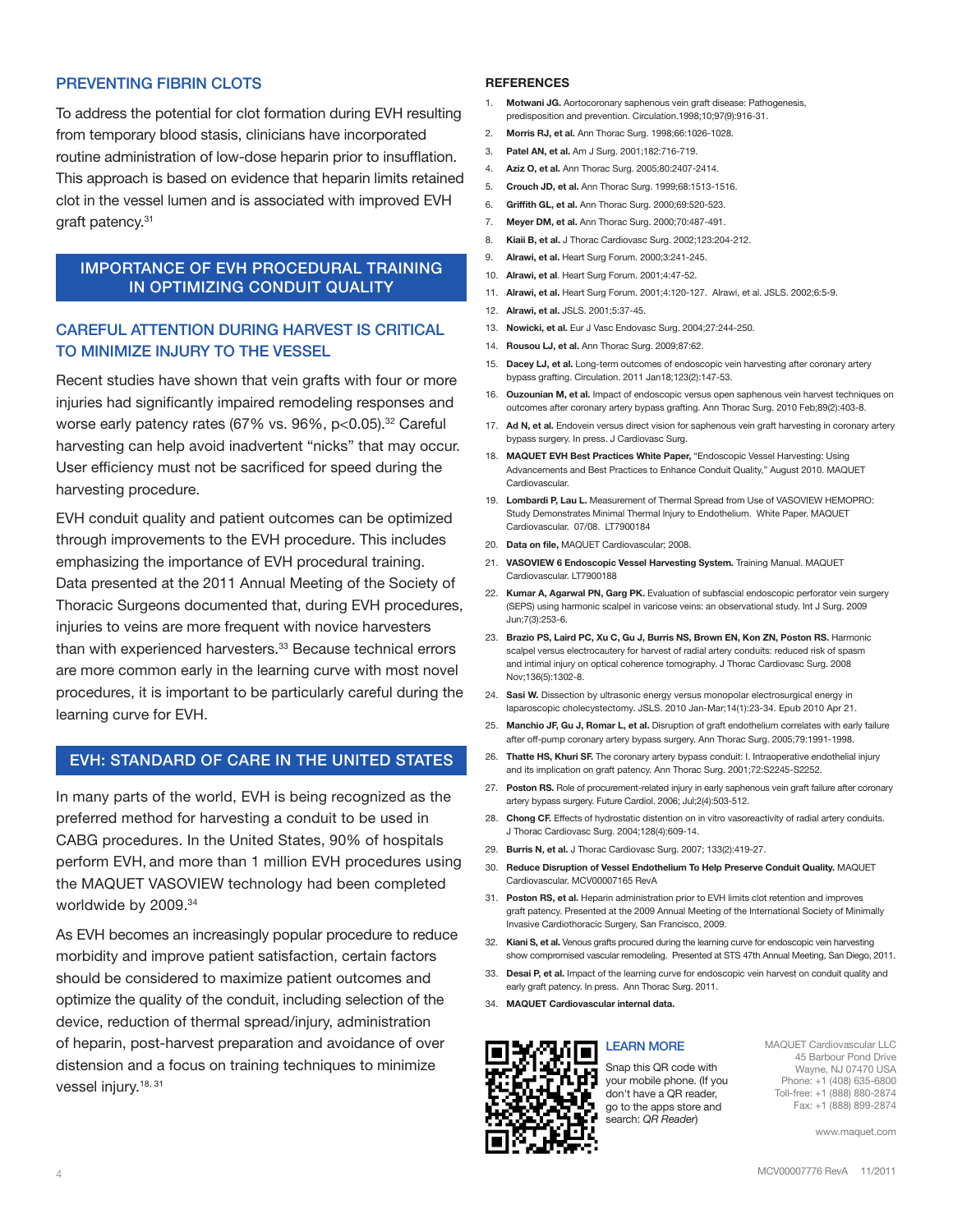## PREVENTING FIBRIN CLOTS

To address the potential for clot formation during EVH resulting from temporary blood stasis, clinicians have incorporated routine administration of low-dose heparin prior to insufflation. This approach is based on evidence that heparin limits retained clot in the vessel lumen and is associated with improved EVH graft patency.[31]

## IMPORTANCE OF EVH PROCEDURAL TRAINING IN OPTIMIZING CONDUIT QUALITY

### CAREFUL ATTENTION DURING HARVEST IS CRITICAL TO MINIMIZE INJURY TO THE VESSEL

Recent studies have shown that vein grafts with four or more injuries had significantly impaired remodeling responses and worse early patency rates (67% vs. 96%, $p<0.05$).[32] Careful harvesting can help avoid inadvertent "nicks" that may occur. User efficiency must not be sacrificed for speed during the harvesting procedure.

EVH conduit quality and patient outcomes can be optimized through improvements to the EVH procedure. This includes emphasizing the importance of EVH procedural training. Data presented at the 2011 Annual Meeting of the Society of Thoracic Surgeons documented that, during EVH procedures, injuries to veins are more frequent with novice harvesters than with experienced harvesters.[33] Because technical errors are more common early in the learning curve with most novel procedures, it is important to be particularly careful during the learning curve for EVH.

## EVH: STANDARD OF CARE IN THE UNITED STATES

In many parts of the world, EVH is being recognized as the preferred method for harvesting a conduit to be used in CABG procedures. In the United States, 90% of hospitals perform EVH, and more than 1 million EVH procedures using the MAQUET VASOVIEW technology had been completed worldwide by 2009.[34]

As EVH becomes an increasingly popular procedure to reduce morbidity and improve patient satisfaction, certain factors should be considered to maximize patient outcomes and optimize the quality of the conduit, including selection of the device, reduction of thermal spread/injury, administration of heparin, post-harvest preparation and avoidance of over distension and a focus on training techniques to minimize vessel injury.[18, 31]

## REFERENCES

1. **Motwani JG.** Aortocoronary saphenous vein graft disease: Pathogenesis, predisposition and prevention. Circulation.1998;10;97(9):916-31.
2. **Morris RJ, et al.** Ann Thorac Surg. 1998;66:1026-1028.
3. **Patel AN, et al.** Am J Surg. 2001;182:716-719.
4. **Aziz O, et al.** Ann Thorac Surg. 2005;80:2407-2414.
5. **Crouch JD, et al.** Ann Thorac Surg. 1999;68:1513-1516.
6. **Griffith GL, et al.** Ann Thorac Surg. 2000;69:520-523.
7. **Meyer DM, et al.** Ann Thorac Surg. 2000;70:487-491.
8. **Kiaii B, et al.** J Thorac Cardiovasc Surg. 2002;123:204-212.
9. **Alrawi, et al.** Heart Surg Forum. 2000;3:241-245.
10. **Alrawi, et al**. Heart Surg Forum. 2001;4:47-52.
11. **Alrawi, et al.** Heart Surg Forum. 2001;4:120-127. Alrawi, et al. JSLS. 2002;6:5-9.
12. **Alrawi, et al.** JSLS. 2001;5:37-45.
13. **Nowicki, et al.** Eur J Vasc Endovasc Surg. 2004;27:244-250.
14. **Rousou LJ, et al.** Ann Thorac Surg. 2009;87:62.
15. **Dacey LJ, et al.** Long-term outcomes of endoscopic vein harvesting after coronary artery bypass grafting. Circulation. 2011 Jan18;123(2):147-53.
16. **Ouzounian M, et al.** Impact of endoscopic versus open saphenous vein harvest techniques on outcomes after coronary artery bypass grafting. Ann Thorac Surg. 2010 Feb;89(2):403-8.
17. **Ad N, et al.** Endovein versus direct vision for saphenous vein graft harvesting in coronary artery bypass surgery. In press. J Cardiovasc Surg.
18. **MAQUET EVH Best Practices White Paper,** "Endoscopic Vessel Harvesting: Using Advancements and Best Practices to Enhance Conduit Quality," August 2010. MAQUET Cardiovascular.
19. **Lombardi P, Lau L.** Measurement of Thermal Spread from Use of VASOVIEW HEMOPRO: Study Demonstrates Minimal Thermal Injury to Endothelium. White Paper. MAQUET Cardiovascular. 07/08. LT7900184
20. **Data on file,** MAQUET Cardiovascular; 2008.
21. **VASOVIEW 6 Endoscopic Vessel Harvesting System.** Training Manual. MAQUET Cardiovascular. LT7900188
22. **Kumar A, Agarwal PN, Garg PK.** Evaluation of subfascial endoscopic perforator vein surgery (SEPS) using harmonic scalpel in varicose veins: an observational study. Int J Surg. 2009 Jun;7(3):253-6.
23. **Brazio PS, Laird PC, Xu C, Gu J, Burris NS, Brown EN, Kon ZN, Poston RS.** Harmonic scalpel versus electrocautery for harvest of radial artery conduits: reduced risk of spasm and intimal injury on optical coherence tomography. J Thorac Cardiovasc Surg. 2008 Nov;136(5):1302-8.
24. **Sasi W.** Dissection by ultrasonic energy versus monopolar electrosurgical energy in laparoscopic cholecystectomy. JSLS. 2010 Jan-Mar;14(1):23-34. Epub 2010 Apr 21.
25. **Manchio JF, Gu J, Romar L, et al.** Disruption of graft endothelium correlates with early failure after off-pump coronary artery bypass surgery. Ann Thorac Surg. 2005;79:1991-1998.
26. **Thatte HS, Khuri SF.** The coronary artery bypass conduit: I. Intraoperative endothelial injury and its implication on graft patency. Ann Thorac Surg. 2001;72:S2245-S2252.
27. **Poston RS.** Role of procurement-related injury in early saphenous vein graft failure after coronary artery bypass surgery. Future Cardiol. 2006; Jul;2(4):503-512.
28. **Chong CF.** Effects of hydrostatic distention on in vitro vasoreactivity of radial artery conduits. J Thorac Cardiovasc Surg. 2004;128(4):609-14.
29. **Burris N, et al.** J Thorac Cardiovasc Surg. 2007; 133(2):419-27.
30. **Reduce Disruption of Vessel Endothelium To Help Preserve Conduit Quality.** MAQUET Cardiovascular. MCV00007165 RevA
31. **Poston RS, et al.** Heparin administration prior to EVH limits clot retention and improves graft patency. Presented at the 2009 Annual Meeting of the International Society of Minimally Invasive Cardiothoracic Surgery, San Francisco, 2009.
32. **Kiani S, et al.** Venous grafts procured during the learning curve for endoscopic vein harvesting show compromised vascular remodeling. Presented at STS 47th Annual Meeting, San Diego, 2011.
33. **Desai P, et al.** Impact of the learning curve for endoscopic vein harvest on conduit quality and early graft patency. In press. Ann Thorac Surg. 2011.
34. **MAQUET Cardiovascular internal data.**

### LEARN MORE

Snap this QR code with your mobile phone. (If you don't have a QR reader, go to the apps store and search: *QR Reader*)

MAQUET Cardiovascular LLC
45 Barbour Pond Drive
Wayne, NJ 07470 USA
Phone: +1 (408) 635-6800
Toll-free: +1 (888) 880-2874
Fax: +1 (888) 899-2874

www.maquet.com

MCV00007776 RevA 11/2011